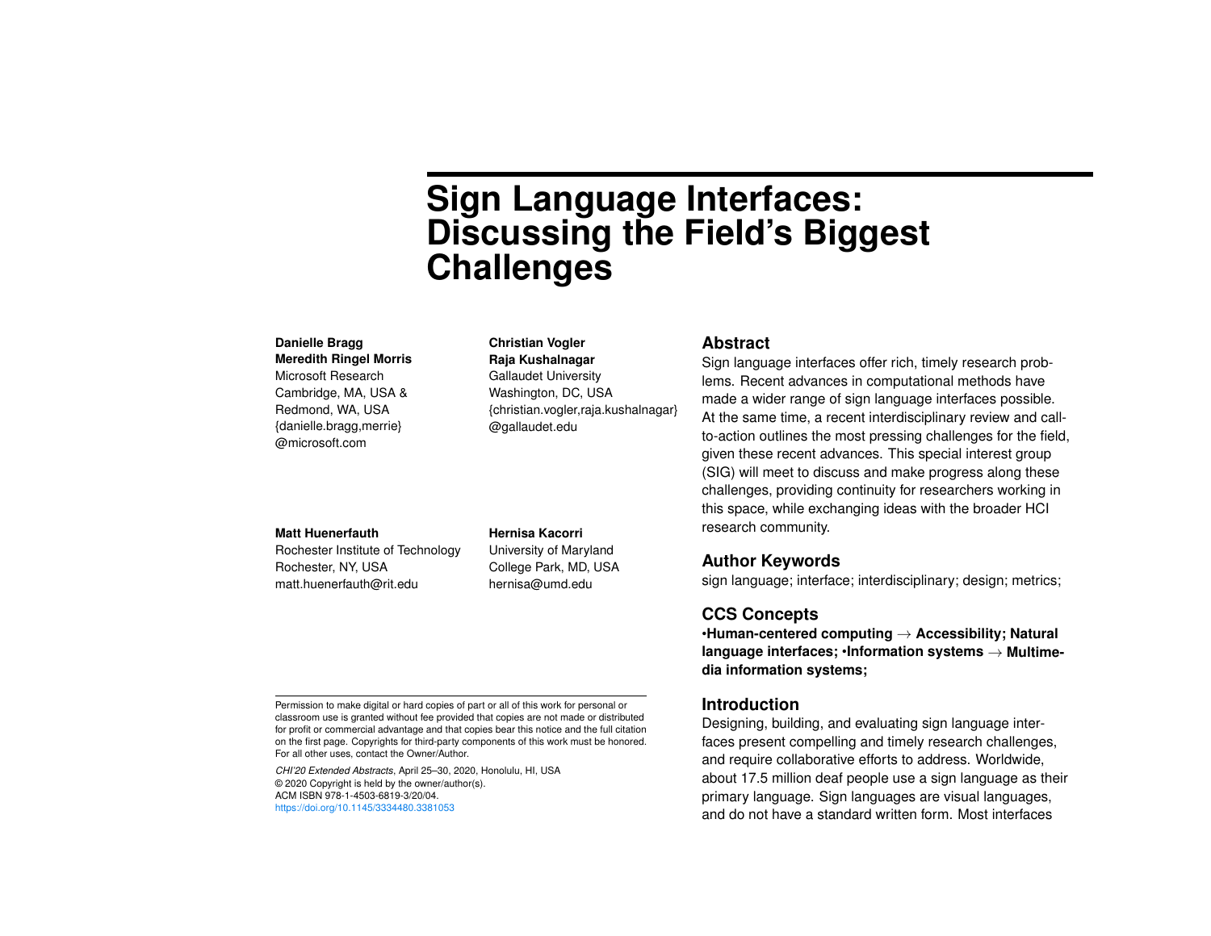# Sign Language Interfaces: Discussing the Field's Biggest Challenges

**Danielle Bragg**
**Meredith Ringel Morris**
Microsoft Research
Cambridge, MA, USA &
Redmond, WA, USA
{danielle.bragg,merrie}
@microsoft.com

**Christian Vogler**
**Raja Kushalnagar**
Gallaudet University
Washington, DC, USA
{christian.vogler,raja.kushalnagar}
@gallaudet.edu

**Matt Huenerfauth**
Rochester Institute of Technology
Rochester, NY, USA
matt.huenerfauth@rit.edu

**Hernisa Kacorri**
University of Maryland
College Park, MD, USA
hernisa@umd.edu

Permission to make digital or hard copies of part or all of this work for personal or classroom use is granted without fee provided that copies are not made or distributed for profit or commercial advantage and that copies bear this notice and the full citation on the first page. Copyrights for third-party components of this work must be honored. For all other uses, contact the Owner/Author.

*CHI'20 Extended Abstracts*, April 25–30, 2020, Honolulu, HI, USA
© 2020 Copyright is held by the owner/author(s).
ACM ISBN 978-1-4503-6819-3/20/04.
https://doi.org/10.1145/3334480.3381053

## Abstract

Sign language interfaces offer rich, timely research problems. Recent advances in computational methods have made a wider range of sign language interfaces possible. At the same time, a recent interdisciplinary review and call-to-action outlines the most pressing challenges for the field, given these recent advances. This special interest group (SIG) will meet to discuss and make progress along these challenges, providing continuity for researchers working in this space, while exchanging ideas with the broader HCI research community.

## Author Keywords

sign language; interface; interdisciplinary; design; metrics;

## CCS Concepts

**•Human-centered computing → Accessibility; Natural language interfaces; •Information systems → Multimedia information systems;**

## Introduction

Designing, building, and evaluating sign language interfaces present compelling and timely research challenges, and require collaborative efforts to address. Worldwide, about 17.5 million deaf people use a sign language as their primary language. Sign languages are visual languages, and do not have a standard written form. Most interfaces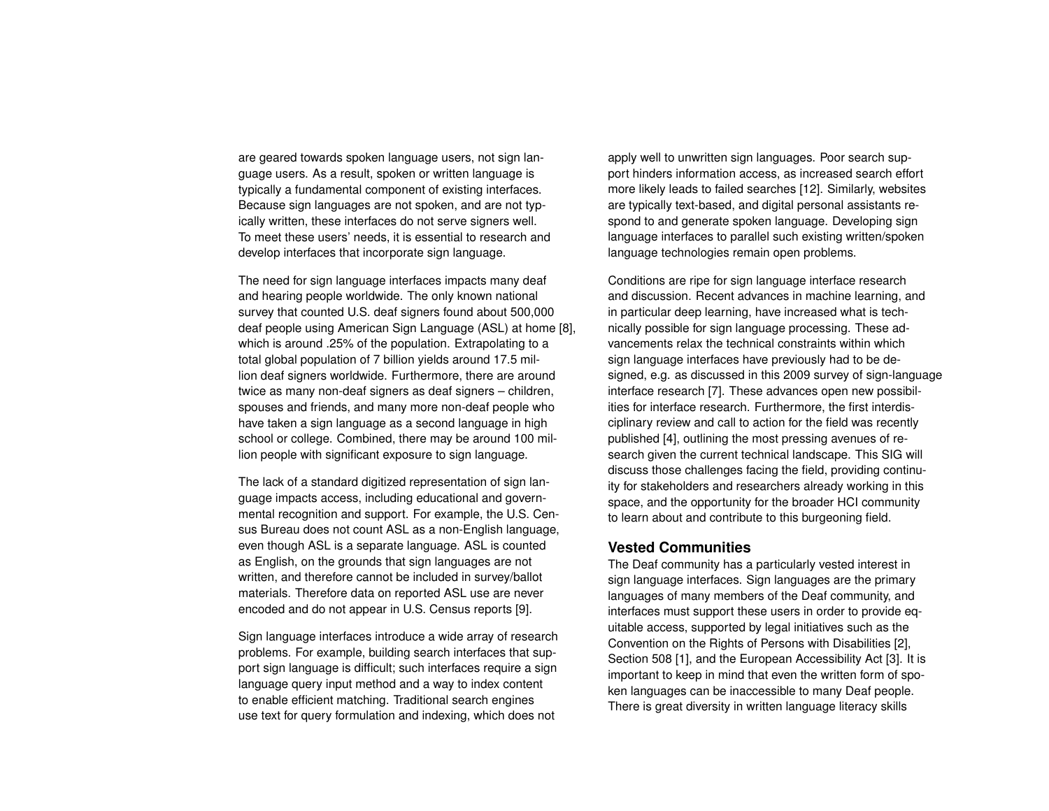are geared towards spoken language users, not sign language users. As a result, spoken or written language is typically a fundamental component of existing interfaces. Because sign languages are not spoken, and are not typically written, these interfaces do not serve signers well. To meet these users' needs, it is essential to research and develop interfaces that incorporate sign language.

The need for sign language interfaces impacts many deaf and hearing people worldwide. The only known national survey that counted U.S. deaf signers found about 500,000 deaf people using American Sign Language (ASL) at home [8], which is around .25% of the population. Extrapolating to a total global population of 7 billion yields around 17.5 million deaf signers worldwide. Furthermore, there are around twice as many non-deaf signers as deaf signers – children, spouses and friends, and many more non-deaf people who have taken a sign language as a second language in high school or college. Combined, there may be around 100 million people with significant exposure to sign language.

The lack of a standard digitized representation of sign language impacts access, including educational and governmental recognition and support. For example, the U.S. Census Bureau does not count ASL as a non-English language, even though ASL is a separate language. ASL is counted as English, on the grounds that sign languages are not written, and therefore cannot be included in survey/ballot materials. Therefore data on reported ASL use are never encoded and do not appear in U.S. Census reports [9].

Sign language interfaces introduce a wide array of research problems. For example, building search interfaces that support sign language is difficult; such interfaces require a sign language query input method and a way to index content to enable efficient matching. Traditional search engines use text for query formulation and indexing, which does not apply well to unwritten sign languages. Poor search support hinders information access, as increased search effort more likely leads to failed searches [12]. Similarly, websites are typically text-based, and digital personal assistants respond to and generate spoken language. Developing sign language interfaces to parallel such existing written/spoken language technologies remain open problems.

Conditions are ripe for sign language interface research and discussion. Recent advances in machine learning, and in particular deep learning, have increased what is technically possible for sign language processing. These advancements relax the technical constraints within which sign language interfaces have previously had to be designed, e.g. as discussed in this 2009 survey of sign-language interface research [7]. These advances open new possibilities for interface research. Furthermore, the first interdisciplinary review and call to action for the field was recently published [4], outlining the most pressing avenues of research given the current technical landscape. This SIG will discuss those challenges facing the field, providing continuity for stakeholders and researchers already working in this space, and the opportunity for the broader HCI community to learn about and contribute to this burgeoning field.

## Vested Communities

The Deaf community has a particularly vested interest in sign language interfaces. Sign languages are the primary languages of many members of the Deaf community, and interfaces must support these users in order to provide equitable access, supported by legal initiatives such as the Convention on the Rights of Persons with Disabilities [2], Section 508 [1], and the European Accessibility Act [3]. It is important to keep in mind that even the written form of spoken languages can be inaccessible to many Deaf people. There is great diversity in written language literacy skills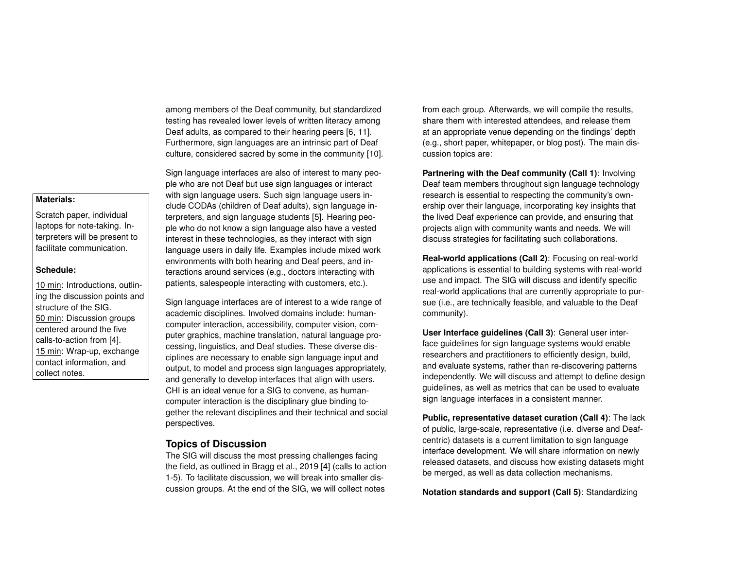**Materials:**

Scratch paper, individual laptops for note-taking. Interpreters will be present to facilitate communication.

**Schedule:**

10 min: Introductions, outlining the discussion points and structure of the SIG.
50 min: Discussion groups centered around the five calls-to-action from [4].
15 min: Wrap-up, exchange contact information, and collect notes.

among members of the Deaf community, but standardized testing has revealed lower levels of written literacy among Deaf adults, as compared to their hearing peers [6, 11]. Furthermore, sign languages are an intrinsic part of Deaf culture, considered sacred by some in the community [10].

Sign language interfaces are also of interest to many people who are not Deaf but use sign languages or interact with sign language users. Such sign language users include CODAs (children of Deaf adults), sign language interpreters, and sign language students [5]. Hearing people who do not know a sign language also have a vested interest in these technologies, as they interact with sign language users in daily life. Examples include mixed work environments with both hearing and Deaf peers, and interactions around services (e.g., doctors interacting with patients, salespeople interacting with customers, etc.).

Sign language interfaces are of interest to a wide range of academic disciplines. Involved domains include: human-computer interaction, accessibility, computer vision, computer graphics, machine translation, natural language processing, linguistics, and Deaf studies. These diverse disciplines are necessary to enable sign language input and output, to model and process sign languages appropriately, and generally to develop interfaces that align with users. CHI is an ideal venue for a SIG to convene, as human-computer interaction is the disciplinary glue binding together the relevant disciplines and their technical and social perspectives.

## Topics of Discussion

The SIG will discuss the most pressing challenges facing the field, as outlined in Bragg et al., 2019 [4] (calls to action 1-5). To facilitate discussion, we will break into smaller discussion groups. At the end of the SIG, we will collect notes from each group. Afterwards, we will compile the results, share them with interested attendees, and release them at an appropriate venue depending on the findings' depth (e.g., short paper, whitepaper, or blog post). The main discussion topics are:

**Partnering with the Deaf community (Call 1)**: Involving Deaf team members throughout sign language technology research is essential to respecting the community's ownership over their language, incorporating key insights that the lived Deaf experience can provide, and ensuring that projects align with community wants and needs. We will discuss strategies for facilitating such collaborations.

**Real-world applications (Call 2)**: Focusing on real-world applications is essential to building systems with real-world use and impact. The SIG will discuss and identify specific real-world applications that are currently appropriate to pursue (i.e., are technically feasible, and valuable to the Deaf community).

**User Interface guidelines (Call 3)**: General user interface guidelines for sign language systems would enable researchers and practitioners to efficiently design, build, and evaluate systems, rather than re-discovering patterns independently. We will discuss and attempt to define design guidelines, as well as metrics that can be used to evaluate sign language interfaces in a consistent manner.

**Public, representative dataset curation (Call 4)**: The lack of public, large-scale, representative (i.e. diverse and Deaf-centric) datasets is a current limitation to sign language interface development. We will share information on newly released datasets, and discuss how existing datasets might be merged, as well as data collection mechanisms.

**Notation standards and support (Call 5)**: Standardizing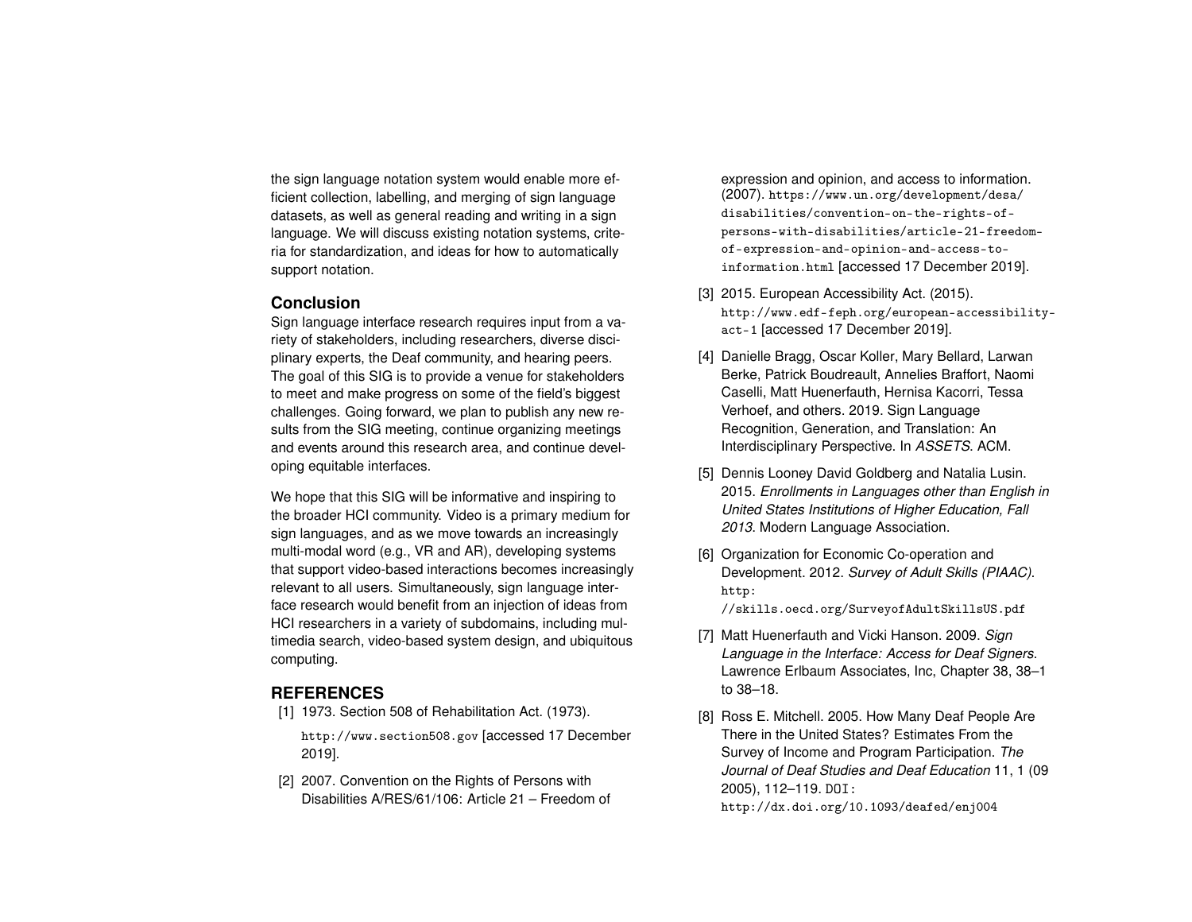the sign language notation system would enable more efficient collection, labelling, and merging of sign language datasets, as well as general reading and writing in a sign language. We will discuss existing notation systems, criteria for standardization, and ideas for how to automatically support notation.

### Conclusion

Sign language interface research requires input from a variety of stakeholders, including researchers, diverse disciplinary experts, the Deaf community, and hearing peers. The goal of this SIG is to provide a venue for stakeholders to meet and make progress on some of the field's biggest challenges. Going forward, we plan to publish any new results from the SIG meeting, continue organizing meetings and events around this research area, and continue developing equitable interfaces.

We hope that this SIG will be informative and inspiring to the broader HCI community. Video is a primary medium for sign languages, and as we move towards an increasingly multi-modal word (e.g., VR and AR), developing systems that support video-based interactions becomes increasingly relevant to all users. Simultaneously, sign language interface research would benefit from an injection of ideas from HCI researchers in a variety of subdomains, including multimedia search, video-based system design, and ubiquitous computing.

## REFERENCES

[1] 1973. Section 508 of Rehabilitation Act. (1973). http://www.section508.gov [accessed 17 December 2019].

[2] 2007. Convention on the Rights of Persons with Disabilities A/RES/61/106: Article 21 – Freedom of expression and opinion, and access to information. (2007). https://www.un.org/development/desa/disabilities/convention-on-the-rights-of-persons-with-disabilities/article-21-freedom-of-expression-and-opinion-and-access-to-information.html [accessed 17 December 2019].

[3] 2015. European Accessibility Act. (2015). http://www.edf-feph.org/european-accessibility-act-1 [accessed 17 December 2019].

[4] Danielle Bragg, Oscar Koller, Mary Bellard, Larwan Berke, Patrick Boudreault, Annelies Braffort, Naomi Caselli, Matt Huenerfauth, Hernisa Kacorri, Tessa Verhoef, and others. 2019. Sign Language Recognition, Generation, and Translation: An Interdisciplinary Perspective. In *ASSETS*. ACM.

[5] Dennis Looney David Goldberg and Natalia Lusin. 2015. *Enrollments in Languages other than English in United States Institutions of Higher Education, Fall 2013*. Modern Language Association.

[6] Organization for Economic Co-operation and Development. 2012. *Survey of Adult Skills (PIAAC)*. http://skills.oecd.org/SurveyofAdultSkillsUS.pdf

[7] Matt Huenerfauth and Vicki Hanson. 2009. *Sign Language in the Interface: Access for Deaf Signers*. Lawrence Erlbaum Associates, Inc, Chapter 38, 38–1 to 38–18.

[8] Ross E. Mitchell. 2005. How Many Deaf People Are There in the United States? Estimates From the Survey of Income and Program Participation. *The Journal of Deaf Studies and Deaf Education* 11, 1 (09 2005), 112–119. DOI: http://dx.doi.org/10.1093/deafed/enj004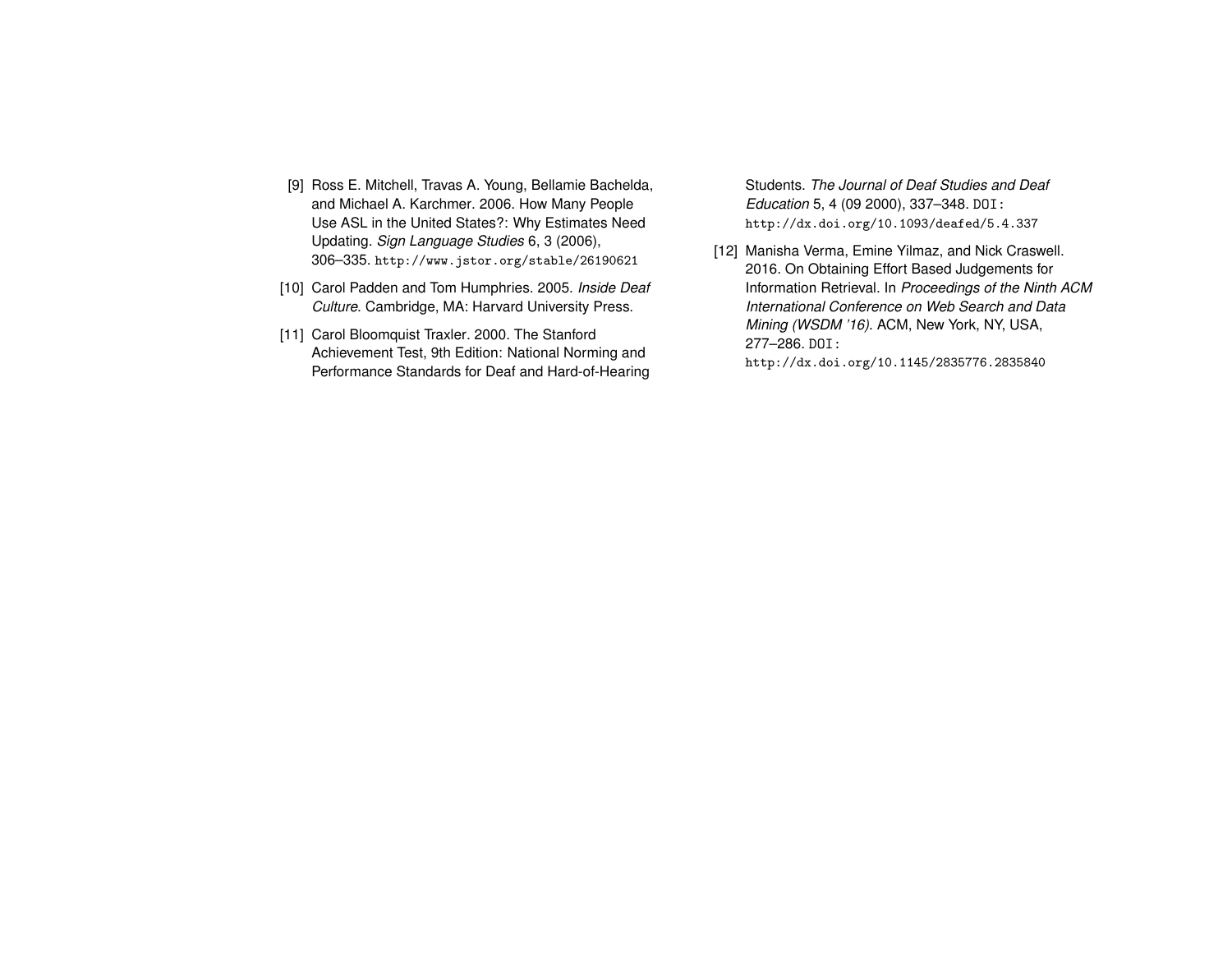[9] Ross E. Mitchell, Travas A. Young, Bellamie Bachelda, and Michael A. Karchmer. 2006. How Many People Use ASL in the United States?: Why Estimates Need Updating. *Sign Language Studies* 6, 3 (2006), 306–335. http://www.jstor.org/stable/26190621

[10] Carol Padden and Tom Humphries. 2005. *Inside Deaf Culture*. Cambridge, MA: Harvard University Press.

[11] Carol Bloomquist Traxler. 2000. The Stanford Achievement Test, 9th Edition: National Norming and Performance Standards for Deaf and Hard-of-Hearing Students. *The Journal of Deaf Studies and Deaf Education* 5, 4 (09 2000), 337–348. DOI: http://dx.doi.org/10.1093/deafed/5.4.337

[12] Manisha Verma, Emine Yilmaz, and Nick Craswell. 2016. On Obtaining Effort Based Judgements for Information Retrieval. In *Proceedings of the Ninth ACM International Conference on Web Search and Data Mining (WSDM '16)*. ACM, New York, NY, USA, 277–286. DOI: http://dx.doi.org/10.1145/2835776.2835840